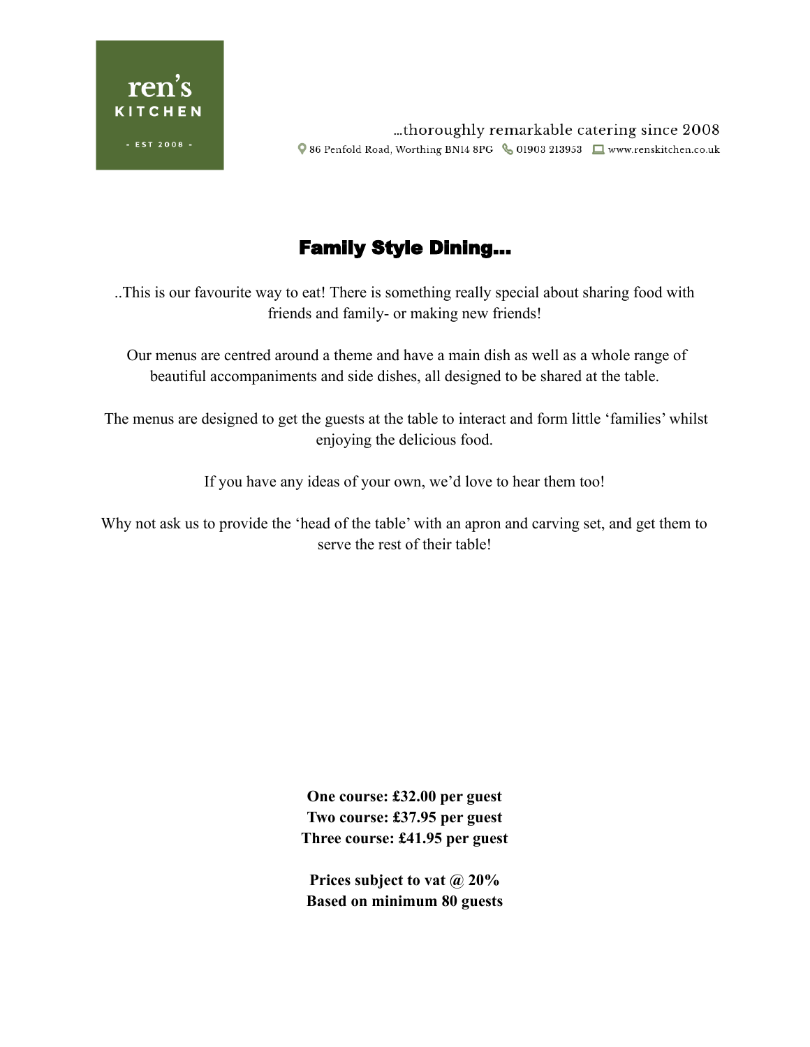ren's
KITCHEN
- EST 2008 -

…thoroughly remarkable catering since 2008

86 Penfold Road, Worthing BN14 8PG  01903 213953  www.renskitchen.co.uk

# Family Style Dining…

..This is our favourite way to eat! There is something really special about sharing food with friends and family- or making new friends!

Our menus are centred around a theme and have a main dish as well as a whole range of beautiful accompaniments and side dishes, all designed to be shared at the table.

The menus are designed to get the guests at the table to interact and form little 'families' whilst enjoying the delicious food.

If you have any ideas of your own, we'd love to hear them too!

Why not ask us to provide the 'head of the table' with an apron and carving set, and get them to serve the rest of their table!

**One course: £32.00 per guest**
**Two course: £37.95 per guest**
**Three course: £41.95 per guest**

**Prices subject to vat @ 20%**
**Based on minimum 80 guests**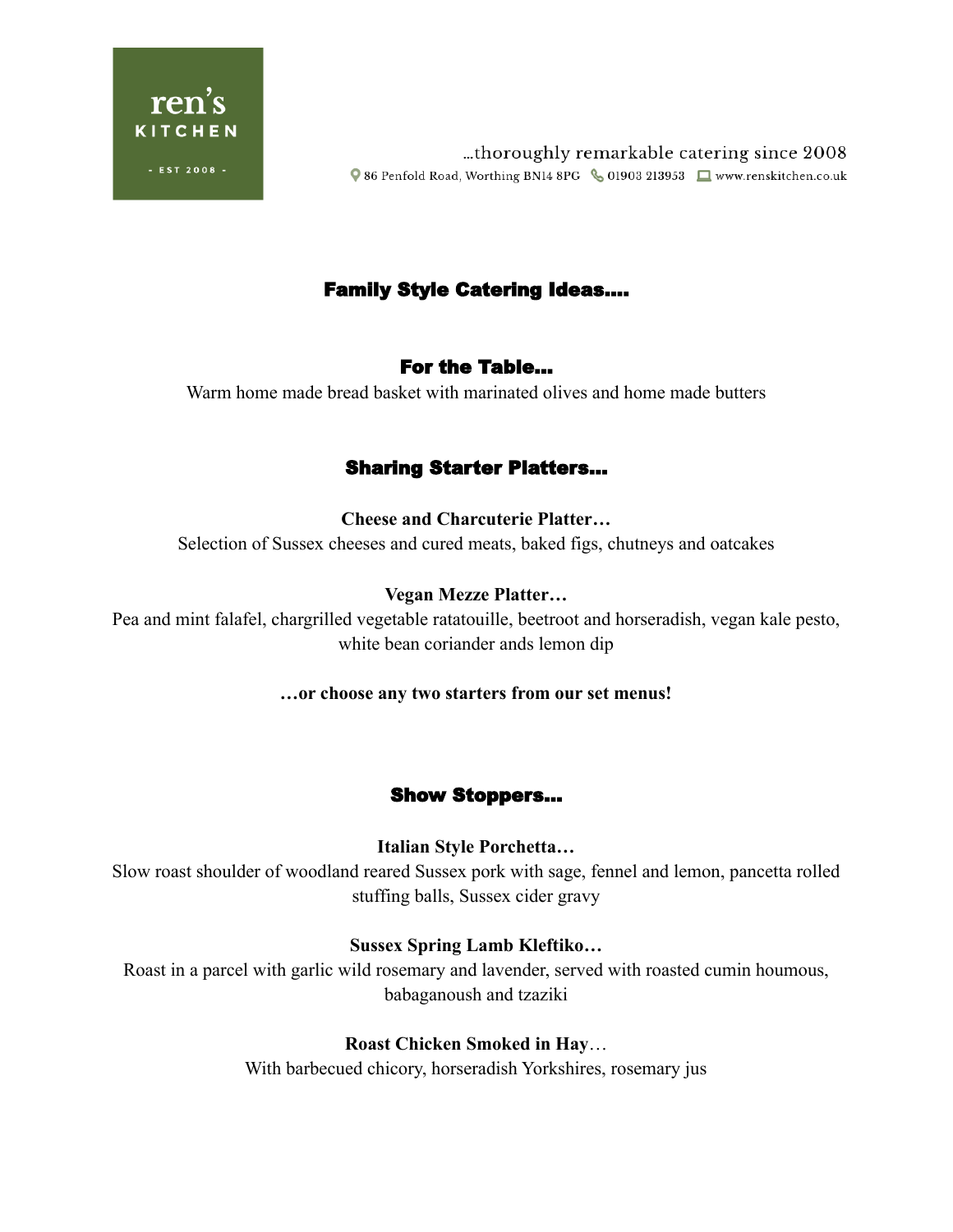ren's KITCHEN - EST 2008 -

…thoroughly remarkable catering since 2008

86 Penfold Road, Worthing BN14 8PG 01903 213953 www.renskitchen.co.uk

# Family Style Catering Ideas….

## For the Table…

Warm home made bread basket with marinated olives and home made butters

## Sharing Starter Platters…

**Cheese and Charcuterie Platter…**

Selection of Sussex cheeses and cured meats, baked figs, chutneys and oatcakes

**Vegan Mezze Platter…**

Pea and mint falafel, chargrilled vegetable ratatouille, beetroot and horseradish, vegan kale pesto, white bean coriander ands lemon dip

**…or choose any two starters from our set menus!**

## Show Stoppers…

**Italian Style Porchetta…**

Slow roast shoulder of woodland reared Sussex pork with sage, fennel and lemon, pancetta rolled stuffing balls, Sussex cider gravy

**Sussex Spring Lamb Kleftiko…**

Roast in a parcel with garlic wild rosemary and lavender, served with roasted cumin houmous, babaganoush and tzaziki

**Roast Chicken Smoked in Hay**…

With barbecued chicory, horseradish Yorkshires, rosemary jus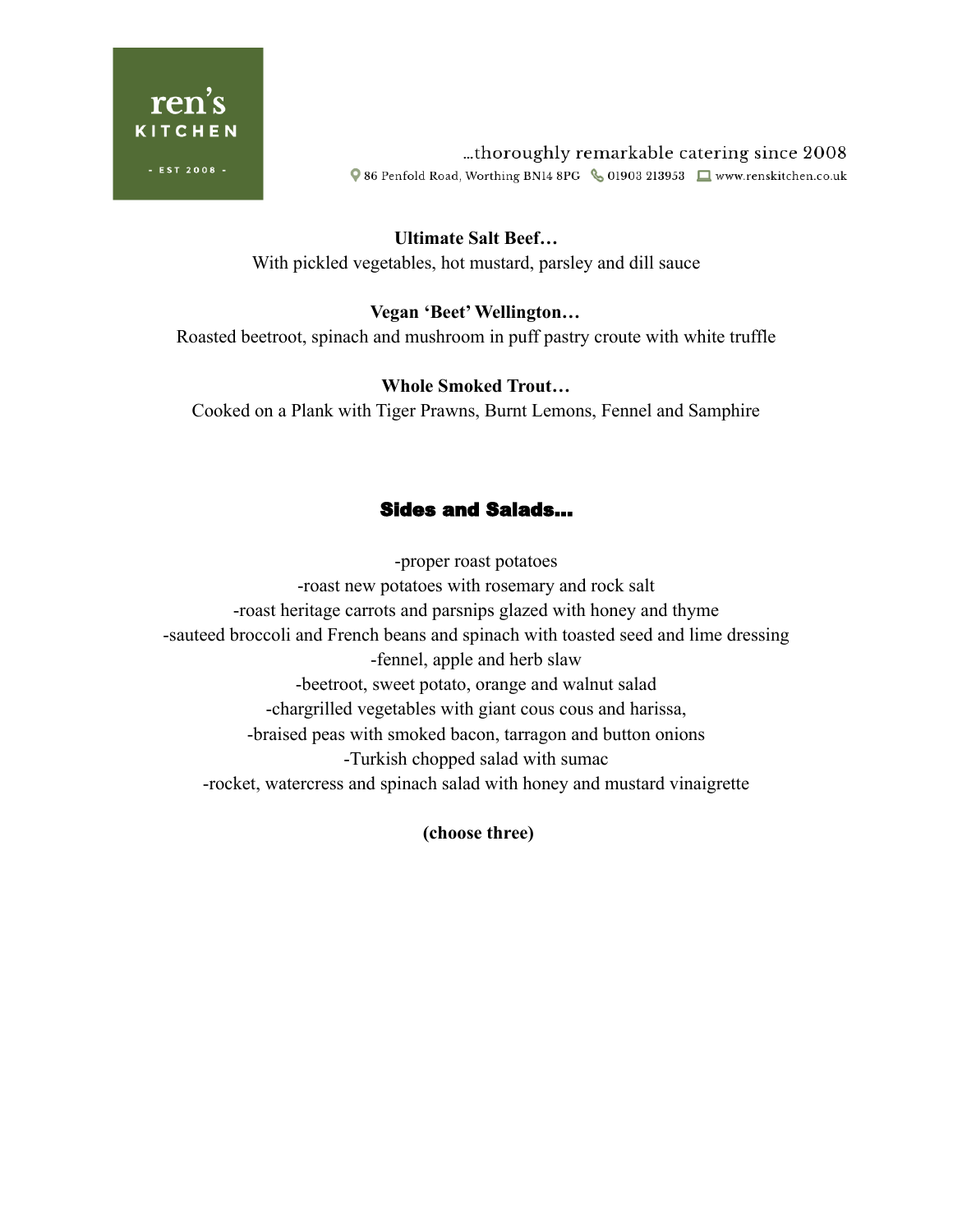**Ultimate Salt Beef…**
With pickled vegetables, hot mustard, parsley and dill sauce

**Vegan 'Beet' Wellington…**
Roasted beetroot, spinach and mushroom in puff pastry croute with white truffle

**Whole Smoked Trout…**
Cooked on a Plank with Tiger Prawns, Burnt Lemons, Fennel and Samphire

## Sides and Salads…

-proper roast potatoes
-roast new potatoes with rosemary and rock salt
-roast heritage carrots and parsnips glazed with honey and thyme
-sauteed broccoli and French beans and spinach with toasted seed and lime dressing
-fennel, apple and herb slaw
-beetroot, sweet potato, orange and walnut salad
-chargrilled vegetables with giant cous cous and harissa,
-braised peas with smoked bacon, tarragon and button onions
-Turkish chopped salad with sumac
-rocket, watercress and spinach salad with honey and mustard vinaigrette

**(choose three)**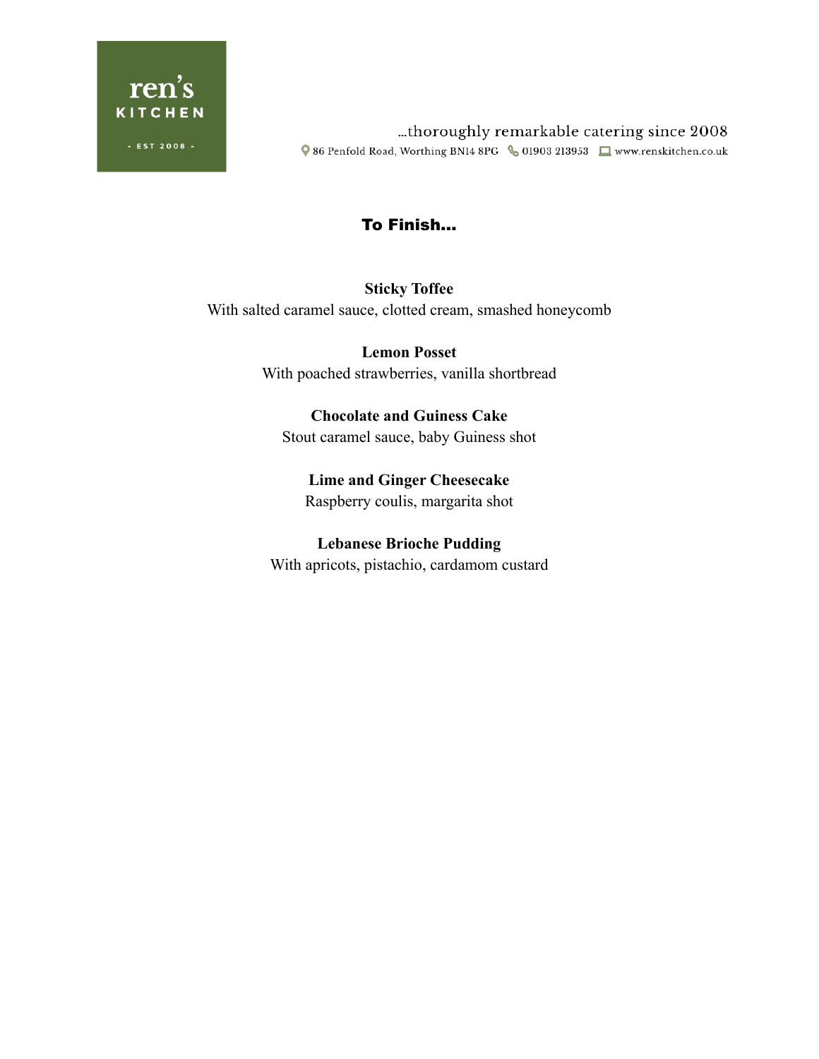## To Finish...

**Sticky Toffee**
With salted caramel sauce, clotted cream, smashed honeycomb

**Lemon Posset**
With poached strawberries, vanilla shortbread

**Chocolate and Guiness Cake**
Stout caramel sauce, baby Guiness shot

**Lime and Ginger Cheesecake**
Raspberry coulis, margarita shot

**Lebanese Brioche Pudding**
With apricots, pistachio, cardamom custard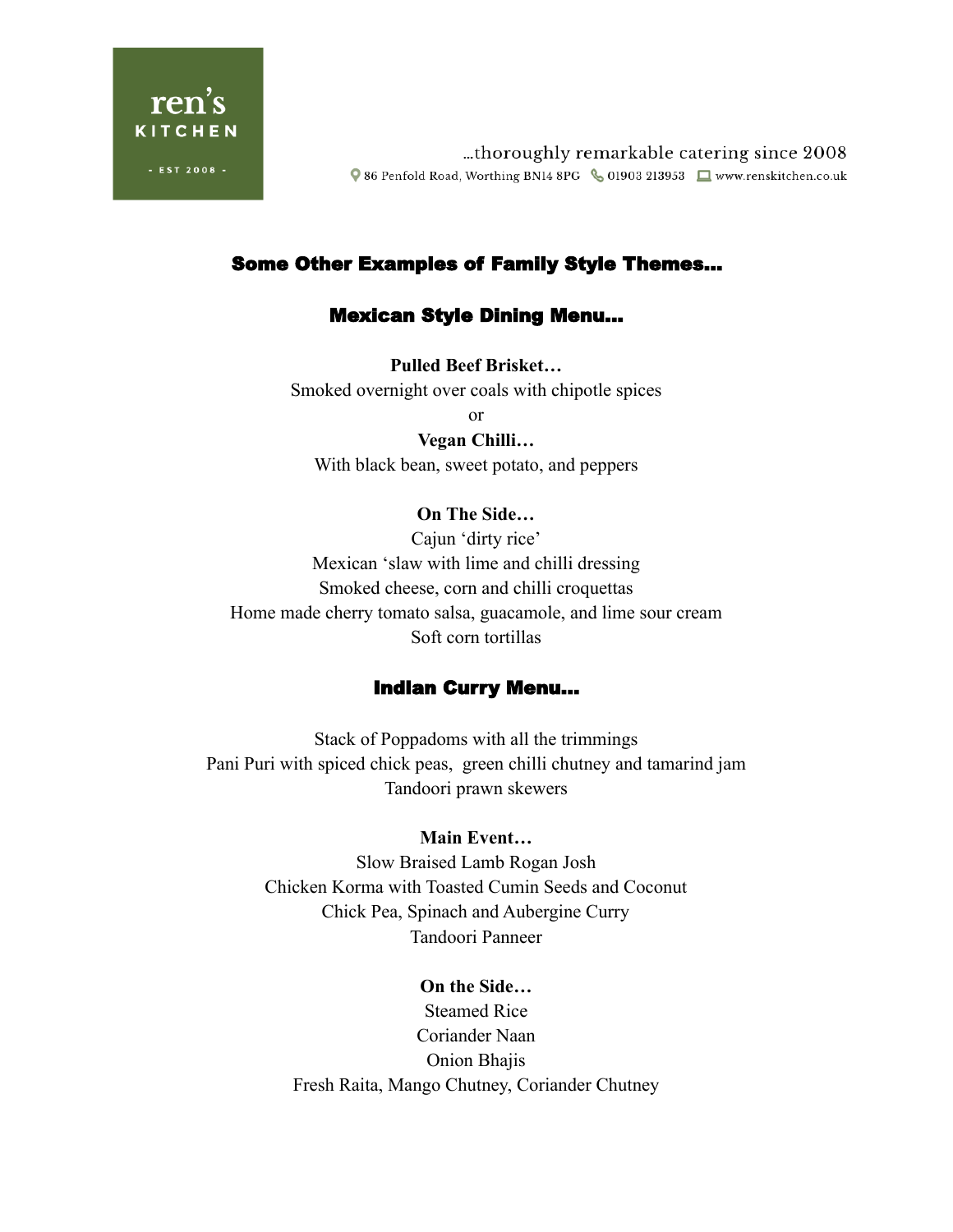## Some Other Examples of Family Style Themes…

### Mexican Style Dining Menu…

**Pulled Beef Brisket…**
Smoked overnight over coals with chipotle spices
or
**Vegan Chilli…**
With black bean, sweet potato, and peppers

**On The Side…**
Cajun 'dirty rice'
Mexican 'slaw with lime and chilli dressing
Smoked cheese, corn and chilli croquettas
Home made cherry tomato salsa, guacamole, and lime sour cream
Soft corn tortillas

### Indian Curry Menu…

Stack of Poppadoms with all the trimmings
Pani Puri with spiced chick peas, green chilli chutney and tamarind jam
Tandoori prawn skewers

**Main Event…**
Slow Braised Lamb Rogan Josh
Chicken Korma with Toasted Cumin Seeds and Coconut
Chick Pea, Spinach and Aubergine Curry
Tandoori Panneer

**On the Side…**
Steamed Rice
Coriander Naan
Onion Bhajis
Fresh Raita, Mango Chutney, Coriander Chutney